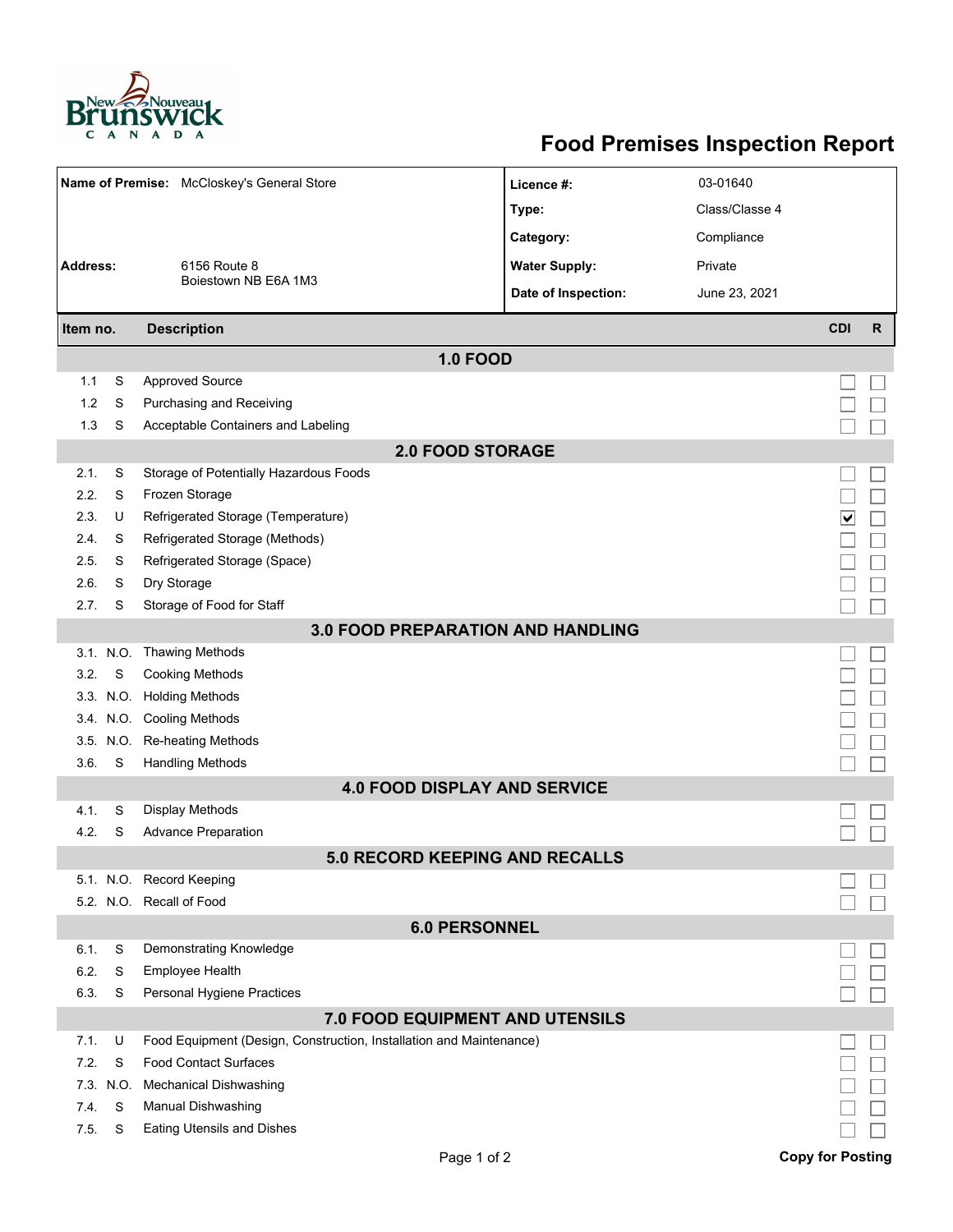# Food Premises Inspection Report

| | | | |
|---|---|---|---|
| **Name of Premise:** | McCloskey's General Store | **Licence #:** | 03-01640 |
| | | **Type:** | Class/Classe 4 |
| | | **Category:** | Compliance |
| **Address:** | 6156 Route 8<br>Boiestown NB E6A 1M3 | **Water Supply:** | Private |
| | | **Date of Inspection:** | June 23, 2021 |

| Item no. | | Description | CDI | R |
|---|---|---|---|---|
| **1.0 FOOD** | | | | |
| 1.1 | S | Approved Source | ☐ | ☐ |
| 1.2 | S | Purchasing and Receiving | ☐ | ☐ |
| 1.3 | S | Acceptable Containers and Labeling | ☐ | ☐ |
| **2.0 FOOD STORAGE** | | | | |
| 2.1. | S | Storage of Potentially Hazardous Foods | ☐ | ☐ |
| 2.2. | S | Frozen Storage | ☐ | ☐ |
| 2.3. | U | Refrigerated Storage (Temperature) | ☑ | ☐ |
| 2.4. | S | Refrigerated Storage (Methods) | ☐ | ☐ |
| 2.5. | S | Refrigerated Storage (Space) | ☐ | ☐ |
| 2.6. | S | Dry Storage | ☐ | ☐ |
| 2.7. | S | Storage of Food for Staff | ☐ | ☐ |
| **3.0 FOOD PREPARATION AND HANDLING** | | | | |
| 3.1. | N.O. | Thawing Methods | ☐ | ☐ |
| 3.2. | S | Cooking Methods | ☐ | ☐ |
| 3.3. | N.O. | Holding Methods | ☐ | ☐ |
| 3.4. | N.O. | Cooling Methods | ☐ | ☐ |
| 3.5. | N.O. | Re-heating Methods | ☐ | ☐ |
| 3.6. | S | Handling Methods | ☐ | ☐ |
| **4.0 FOOD DISPLAY AND SERVICE** | | | | |
| 4.1. | S | Display Methods | ☐ | ☐ |
| 4.2. | S | Advance Preparation | ☐ | ☐ |
| **5.0 RECORD KEEPING AND RECALLS** | | | | |
| 5.1. | N.O. | Record Keeping | ☐ | ☐ |
| 5.2. | N.O. | Recall of Food | ☐ | ☐ |
| **6.0 PERSONNEL** | | | | |
| 6.1. | S | Demonstrating Knowledge | ☐ | ☐ |
| 6.2. | S | Employee Health | ☐ | ☐ |
| 6.3. | S | Personal Hygiene Practices | ☐ | ☐ |
| **7.0 FOOD EQUIPMENT AND UTENSILS** | | | | |
| 7.1. | U | Food Equipment (Design, Construction, Installation and Maintenance) | ☐ | ☐ |
| 7.2. | S | Food Contact Surfaces | ☐ | ☐ |
| 7.3. | N.O. | Mechanical Dishwashing | ☐ | ☐ |
| 7.4. | S | Manual Dishwashing | ☐ | ☐ |
| 7.5. | S | Eating Utensils and Dishes | ☐ | ☐ |

**Copy for Posting**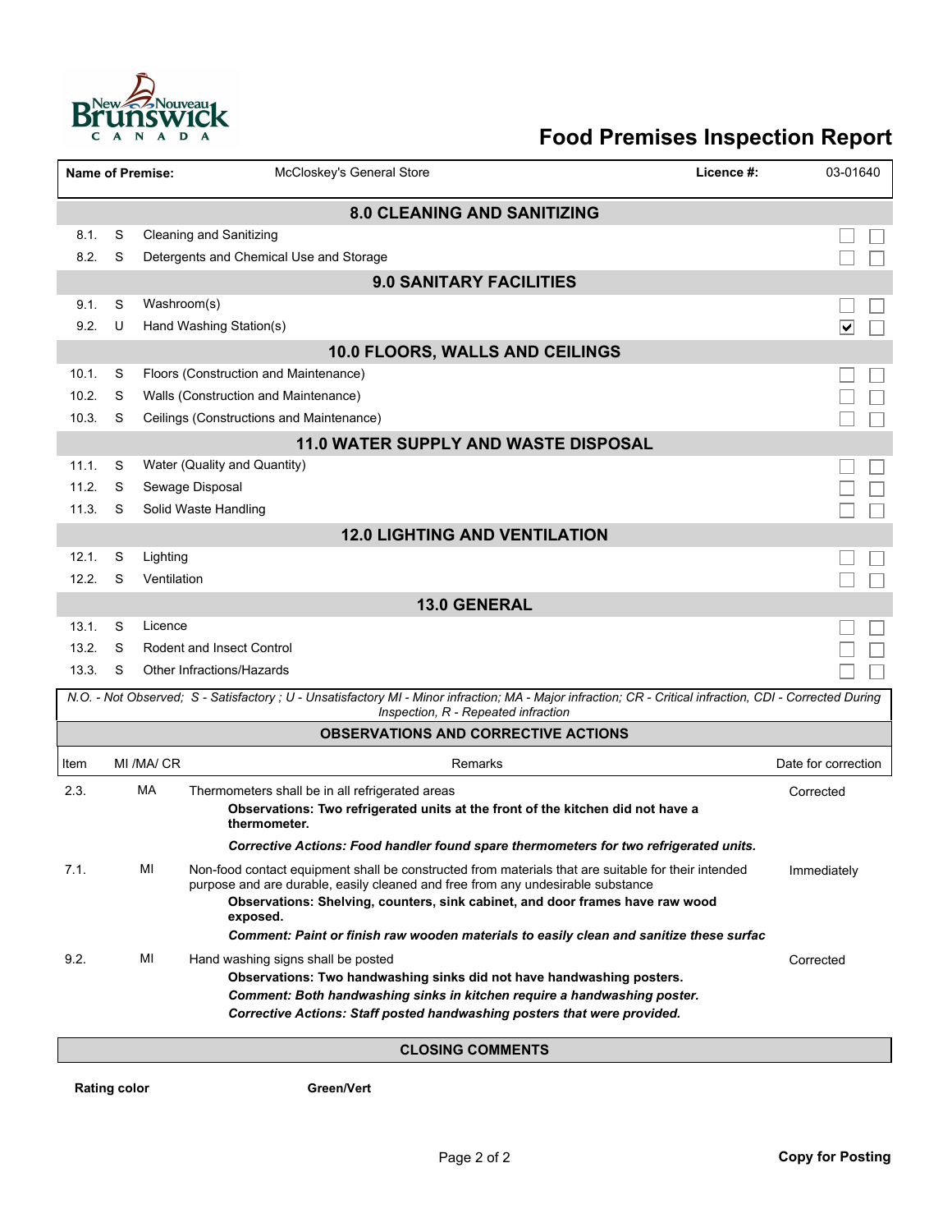# Food Premises Inspection Report

| **Name of Premise:** | McCloskey's General Store | **Licence #:** | 03-01640 |
|---|---|---|---|

## 8.0 CLEANING AND SANITIZING

| | | | | |
|---|---|---|---|---|
| 8.1. | S | Cleaning and Sanitizing | ☐ | ☐ |
| 8.2. | S | Detergents and Chemical Use and Storage | ☐ | ☐ |

## 9.0 SANITARY FACILITIES

| | | | | |
|---|---|---|---|---|
| 9.1. | S | Washroom(s) | ☐ | ☐ |
| 9.2. | U | Hand Washing Station(s) | ☑ | ☐ |

## 10.0 FLOORS, WALLS AND CEILINGS

| | | | | |
|---|---|---|---|---|
| 10.1. | S | Floors (Construction and Maintenance) | ☐ | ☐ |
| 10.2. | S | Walls (Construction and Maintenance) | ☐ | ☐ |
| 10.3. | S | Ceilings (Constructions and Maintenance) | ☐ | ☐ |

## 11.0 WATER SUPPLY AND WASTE DISPOSAL

| | | | | |
|---|---|---|---|---|
| 11.1. | S | Water (Quality and Quantity) | ☐ | ☐ |
| 11.2. | S | Sewage Disposal | ☐ | ☐ |
| 11.3. | S | Solid Waste Handling | ☐ | ☐ |

## 12.0 LIGHTING AND VENTILATION

| | | | | |
|---|---|---|---|---|
| 12.1. | S | Lighting | ☐ | ☐ |
| 12.2. | S | Ventilation | ☐ | ☐ |

## 13.0 GENERAL

| | | | | |
|---|---|---|---|---|
| 13.1. | S | Licence | ☐ | ☐ |
| 13.2. | S | Rodent and Insect Control | ☐ | ☐ |
| 13.3. | S | Other Infractions/Hazards | ☐ | ☐ |

*N.O. - Not Observed; S - Satisfactory ; U - Unsatisfactory MI - Minor infraction; MA - Major infraction; CR - Critical infraction, CDI - Corrected During Inspection, R - Repeated infraction*

## OBSERVATIONS AND CORRECTIVE ACTIONS

| Item | MI /MA/ CR | Remarks | Date for correction |
|---|---|---|---|
| 2.3. | MA | Thermometers shall be in all refrigerated areas<br>**Observations: Two refrigerated units at the front of the kitchen did not have a thermometer.**<br>***Corrective Actions: Food handler found spare thermometers for two refrigerated units.*** | Corrected |
| 7.1. | MI | Non-food contact equipment shall be constructed from materials that are suitable for their intended purpose and are durable, easily cleaned and free from any undesirable substance<br>**Observations: Shelving, counters, sink cabinet, and door frames have raw wood exposed.**<br>***Comment: Paint or finish raw wooden materials to easily clean and sanitize these surfac*** | Immediately |
| 9.2. | MI | Hand washing signs shall be posted<br>**Observations: Two handwashing sinks did not have handwashing posters.**<br>***Comment: Both handwashing sinks in kitchen require a handwashing poster.***<br>***Corrective Actions: Staff posted handwashing posters that were provided.*** | Corrected |

## CLOSING COMMENTS

**Rating color** **Green/Vert**

**Copy for Posting**